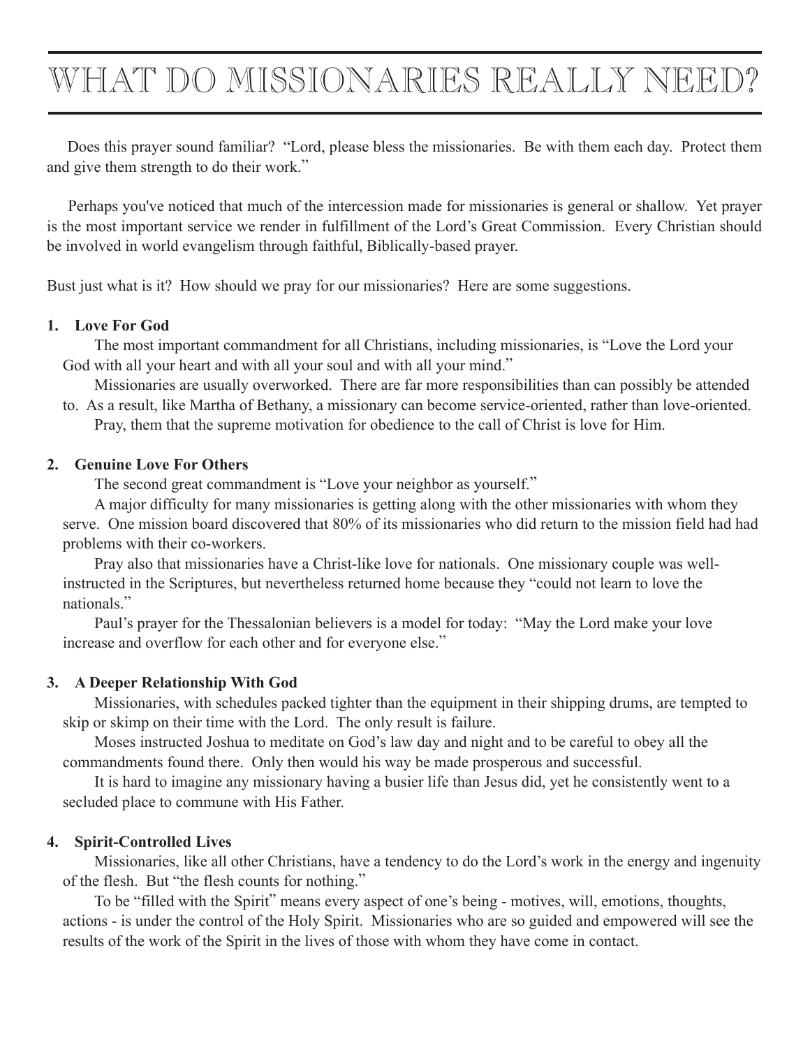# WHAT DO MISSIONARIES REALLY NEED?

Does this prayer sound familiar? "Lord, please bless the missionaries. Be with them each day. Protect them and give them strength to do their work."

Perhaps you've noticed that much of the intercession made for missionaries is general or shallow. Yet prayer is the most important service we render in fulfillment of the Lord's Great Commission. Every Christian should be involved in world evangelism through faithful, Biblically-based prayer.

Bust just what is it? How should we pray for our missionaries? Here are some suggestions.

**1. Love For God**

The most important commandment for all Christians, including missionaries, is "Love the Lord your God with all your heart and with all your soul and with all your mind."

Missionaries are usually overworked. There are far more responsibilities than can possibly be attended to. As a result, like Martha of Bethany, a missionary can become service-oriented, rather than love-oriented.

Pray, them that the supreme motivation for obedience to the call of Christ is love for Him.

**2. Genuine Love For Others**

The second great commandment is "Love your neighbor as yourself."

A major difficulty for many missionaries is getting along with the other missionaries with whom they serve. One mission board discovered that 80% of its missionaries who did return to the mission field had had problems with their co-workers.

Pray also that missionaries have a Christ-like love for nationals. One missionary couple was well-instructed in the Scriptures, but nevertheless returned home because they "could not learn to love the nationals."

Paul's prayer for the Thessalonian believers is a model for today: "May the Lord make your love increase and overflow for each other and for everyone else."

**3. A Deeper Relationship With God**

Missionaries, with schedules packed tighter than the equipment in their shipping drums, are tempted to skip or skimp on their time with the Lord. The only result is failure.

Moses instructed Joshua to meditate on God's law day and night and to be careful to obey all the commandments found there. Only then would his way be made prosperous and successful.

It is hard to imagine any missionary having a busier life than Jesus did, yet he consistently went to a secluded place to commune with His Father.

**4. Spirit-Controlled Lives**

Missionaries, like all other Christians, have a tendency to do the Lord's work in the energy and ingenuity of the flesh. But "the flesh counts for nothing."

To be "filled with the Spirit" means every aspect of one's being - motives, will, emotions, thoughts, actions - is under the control of the Holy Spirit. Missionaries who are so guided and empowered will see the results of the work of the Spirit in the lives of those with whom they have come in contact.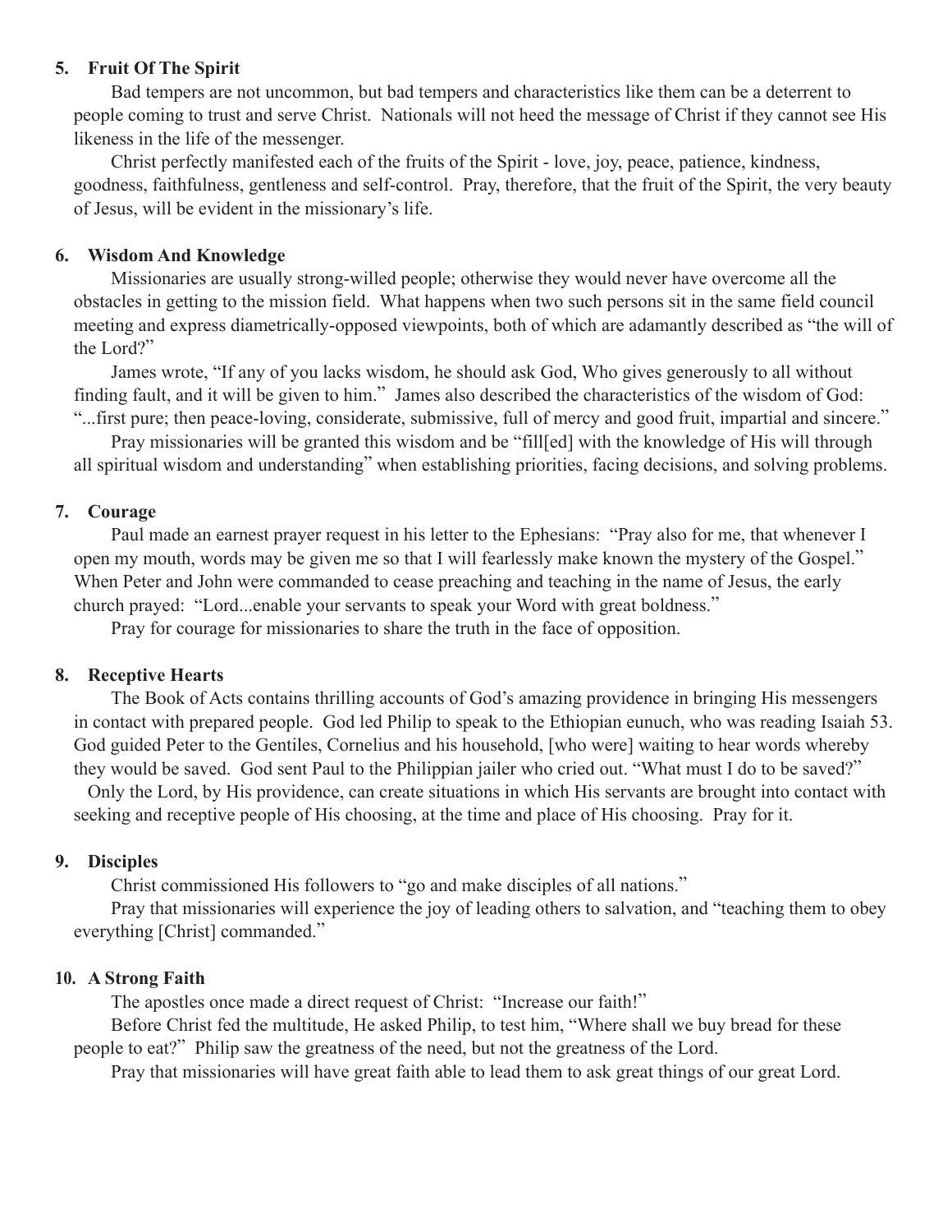### 5. Fruit Of The Spirit

Bad tempers are not uncommon, but bad tempers and characteristics like them can be a deterrent to people coming to trust and serve Christ. Nationals will not heed the message of Christ if they cannot see His likeness in the life of the messenger.

Christ perfectly manifested each of the fruits of the Spirit - love, joy, peace, patience, kindness, goodness, faithfulness, gentleness and self-control. Pray, therefore, that the fruit of the Spirit, the very beauty of Jesus, will be evident in the missionary's life.

### 6. Wisdom And Knowledge

Missionaries are usually strong-willed people; otherwise they would never have overcome all the obstacles in getting to the mission field. What happens when two such persons sit in the same field council meeting and express diametrically-opposed viewpoints, both of which are adamantly described as "the will of the Lord?"

James wrote, "If any of you lacks wisdom, he should ask God, Who gives generously to all without finding fault, and it will be given to him." James also described the characteristics of the wisdom of God: "...first pure; then peace-loving, considerate, submissive, full of mercy and good fruit, impartial and sincere."

Pray missionaries will be granted this wisdom and be "fill[ed] with the knowledge of His will through all spiritual wisdom and understanding" when establishing priorities, facing decisions, and solving problems.

### 7. Courage

Paul made an earnest prayer request in his letter to the Ephesians: "Pray also for me, that whenever I open my mouth, words may be given me so that I will fearlessly make known the mystery of the Gospel." When Peter and John were commanded to cease preaching and teaching in the name of Jesus, the early church prayed: "Lord...enable your servants to speak your Word with great boldness."

Pray for courage for missionaries to share the truth in the face of opposition.

### 8. Receptive Hearts

The Book of Acts contains thrilling accounts of God's amazing providence in bringing His messengers in contact with prepared people. God led Philip to speak to the Ethiopian eunuch, who was reading Isaiah 53. God guided Peter to the Gentiles, Cornelius and his household, [who were] waiting to hear words whereby they would be saved. God sent Paul to the Philippian jailer who cried out. "What must I do to be saved?"

Only the Lord, by His providence, can create situations in which His servants are brought into contact with seeking and receptive people of His choosing, at the time and place of His choosing. Pray for it.

### 9. Disciples

Christ commissioned His followers to "go and make disciples of all nations."

Pray that missionaries will experience the joy of leading others to salvation, and "teaching them to obey everything [Christ] commanded."

### 10. A Strong Faith

The apostles once made a direct request of Christ: "Increase our faith!"

Before Christ fed the multitude, He asked Philip, to test him, "Where shall we buy bread for these people to eat?" Philip saw the greatness of the need, but not the greatness of the Lord.

Pray that missionaries will have great faith able to lead them to ask great things of our great Lord.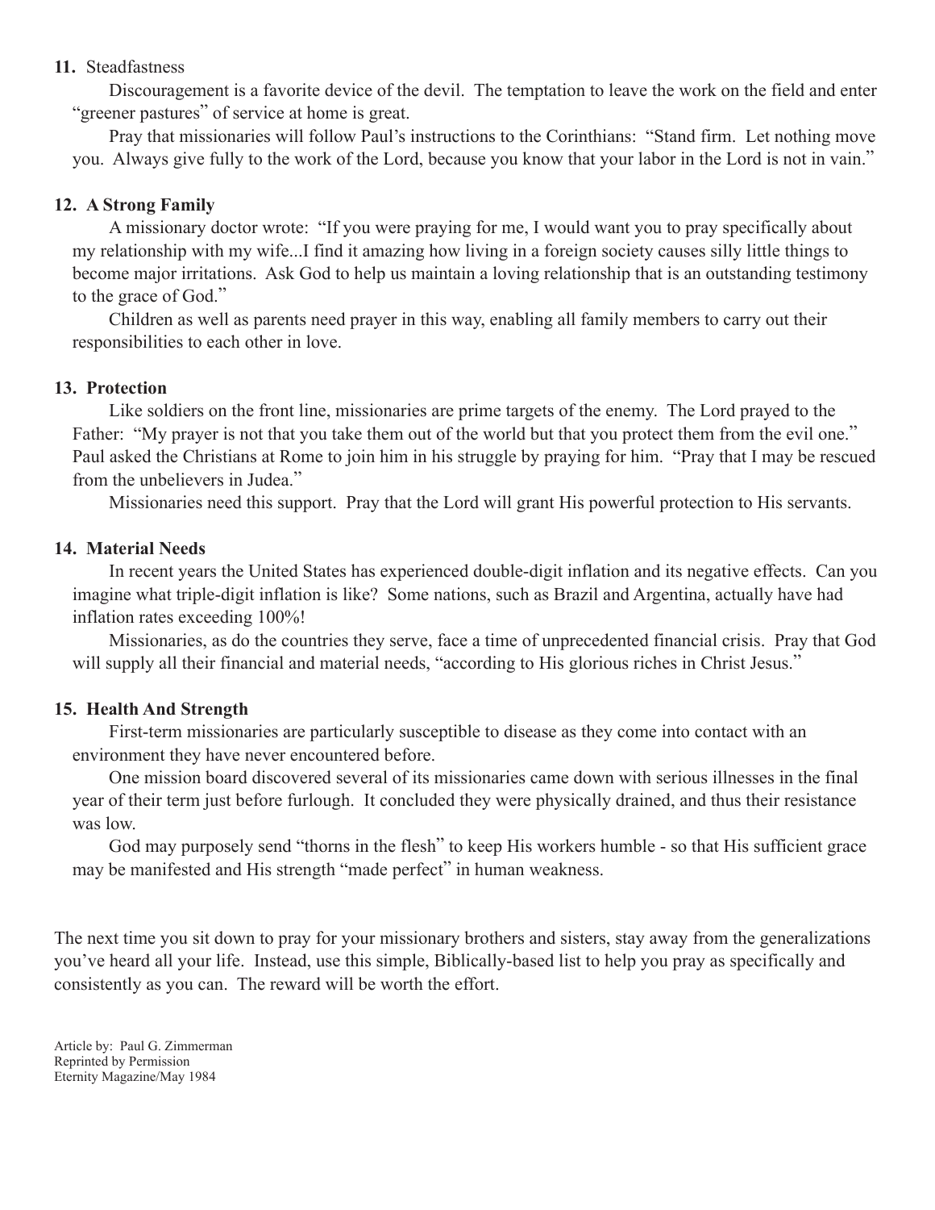**11.** Steadfastness

Discouragement is a favorite device of the devil. The temptation to leave the work on the field and enter "greener pastures" of service at home is great.

Pray that missionaries will follow Paul's instructions to the Corinthians: "Stand firm. Let nothing move you. Always give fully to the work of the Lord, because you know that your labor in the Lord is not in vain."

**12. A Strong Family**

A missionary doctor wrote: "If you were praying for me, I would want you to pray specifically about my relationship with my wife...I find it amazing how living in a foreign society causes silly little things to become major irritations. Ask God to help us maintain a loving relationship that is an outstanding testimony to the grace of God."

Children as well as parents need prayer in this way, enabling all family members to carry out their responsibilities to each other in love.

**13. Protection**

Like soldiers on the front line, missionaries are prime targets of the enemy. The Lord prayed to the Father: "My prayer is not that you take them out of the world but that you protect them from the evil one." Paul asked the Christians at Rome to join him in his struggle by praying for him. "Pray that I may be rescued from the unbelievers in Judea."

Missionaries need this support. Pray that the Lord will grant His powerful protection to His servants.

**14. Material Needs**

In recent years the United States has experienced double-digit inflation and its negative effects. Can you imagine what triple-digit inflation is like? Some nations, such as Brazil and Argentina, actually have had inflation rates exceeding 100%!

Missionaries, as do the countries they serve, face a time of unprecedented financial crisis. Pray that God will supply all their financial and material needs, "according to His glorious riches in Christ Jesus."

**15. Health And Strength**

First-term missionaries are particularly susceptible to disease as they come into contact with an environment they have never encountered before.

One mission board discovered several of its missionaries came down with serious illnesses in the final year of their term just before furlough. It concluded they were physically drained, and thus their resistance was low.

God may purposely send "thorns in the flesh" to keep His workers humble - so that His sufficient grace may be manifested and His strength "made perfect" in human weakness.

The next time you sit down to pray for your missionary brothers and sisters, stay away from the generalizations you've heard all your life. Instead, use this simple, Biblically-based list to help you pray as specifically and consistently as you can. The reward will be worth the effort.

Article by: Paul G. Zimmerman
Reprinted by Permission
Eternity Magazine/May 1984